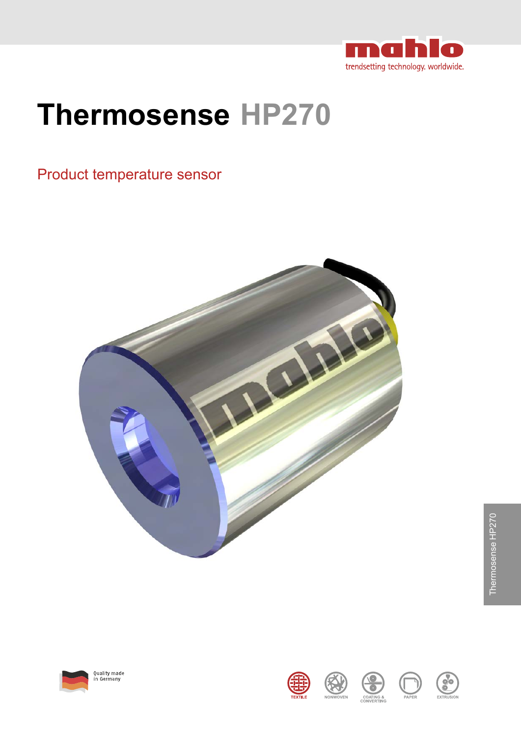mahlo
trendsetting technology. worldwide.

# Thermosense HP270

## Product temperature sensor

Quality made in Germany

TEXTILE NONWOVEN COATING & CONVERTING PAPER EXTRUSION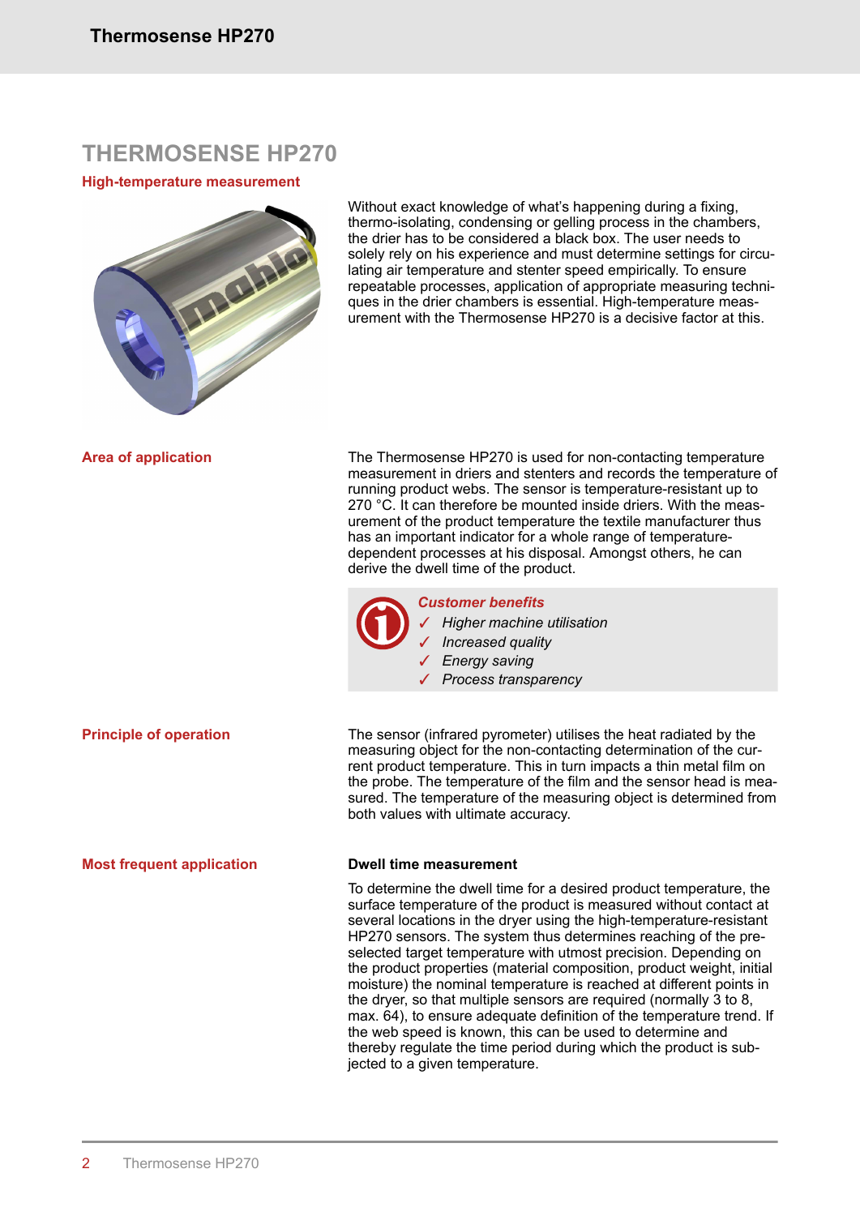# THERMOSENSE HP270

## High-temperature measurement

Without exact knowledge of what's happening during a fixing, thermo-isolating, condensing or gelling process in the chambers, the drier has to be considered a black box. The user needs to solely rely on his experience and must determine settings for circulating air temperature and stenter speed empirically. To ensure repeatable processes, application of appropriate measuring techniques in the drier chambers is essential. High-temperature measurement with the Thermosense HP270 is a decisive factor at this.

## Area of application

The Thermosense HP270 is used for non-contacting temperature measurement in driers and stenters and records the temperature of running product webs. The sensor is temperature-resistant up to 270 °C. It can therefore be mounted inside driers. With the measurement of the product temperature the textile manufacturer thus has an important indicator for a whole range of temperature-dependent processes at his disposal. Amongst others, he can derive the dwell time of the product.

***Customer benefits***

- ✓ *Higher machine utilisation*
- ✓ *Increased quality*
- ✓ *Energy saving*
- ✓ *Process transparency*

## Principle of operation

The sensor (infrared pyrometer) utilises the heat radiated by the measuring object for the non-contacting determination of the current product temperature. This in turn impacts a thin metal film on the probe. The temperature of the film and the sensor head is measured. The temperature of the measuring object is determined from both values with ultimate accuracy.

## Most frequent application

**Dwell time measurement**

To determine the dwell time for a desired product temperature, the surface temperature of the product is measured without contact at several locations in the dryer using the high-temperature-resistant HP270 sensors. The system thus determines reaching of the pre-selected target temperature with utmost precision. Depending on the product properties (material composition, product weight, initial moisture) the nominal temperature is reached at different points in the dryer, so that multiple sensors are required (normally 3 to 8, max. 64), to ensure adequate definition of the temperature trend. If the web speed is known, this can be used to determine and thereby regulate the time period during which the product is subjected to a given temperature.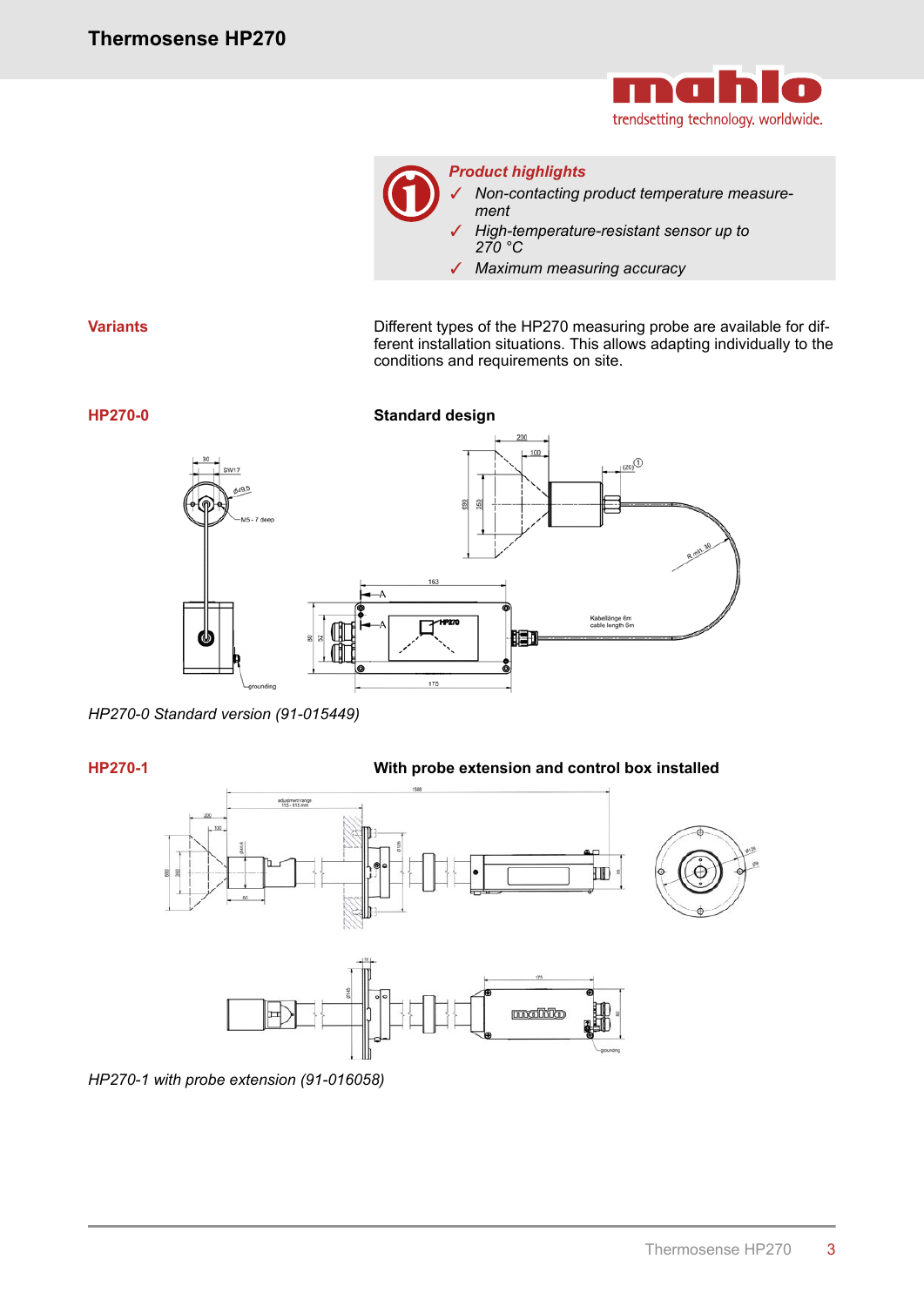## Product highlights

- ✓ Non-contacting product temperature measurement
- ✓ High-temperature-resistant sensor up to 270 °C
- ✓ Maximum measuring accuracy

## Variants

Different types of the HP270 measuring probe are available for different installation situations. This allows adapting individually to the conditions and requirements on site.

### HP270-0

**Standard design**

*HP270-0 Standard version (91-015449)*

### HP270-1

**With probe extension and control box installed**

*HP270-1 with probe extension (91-016058)*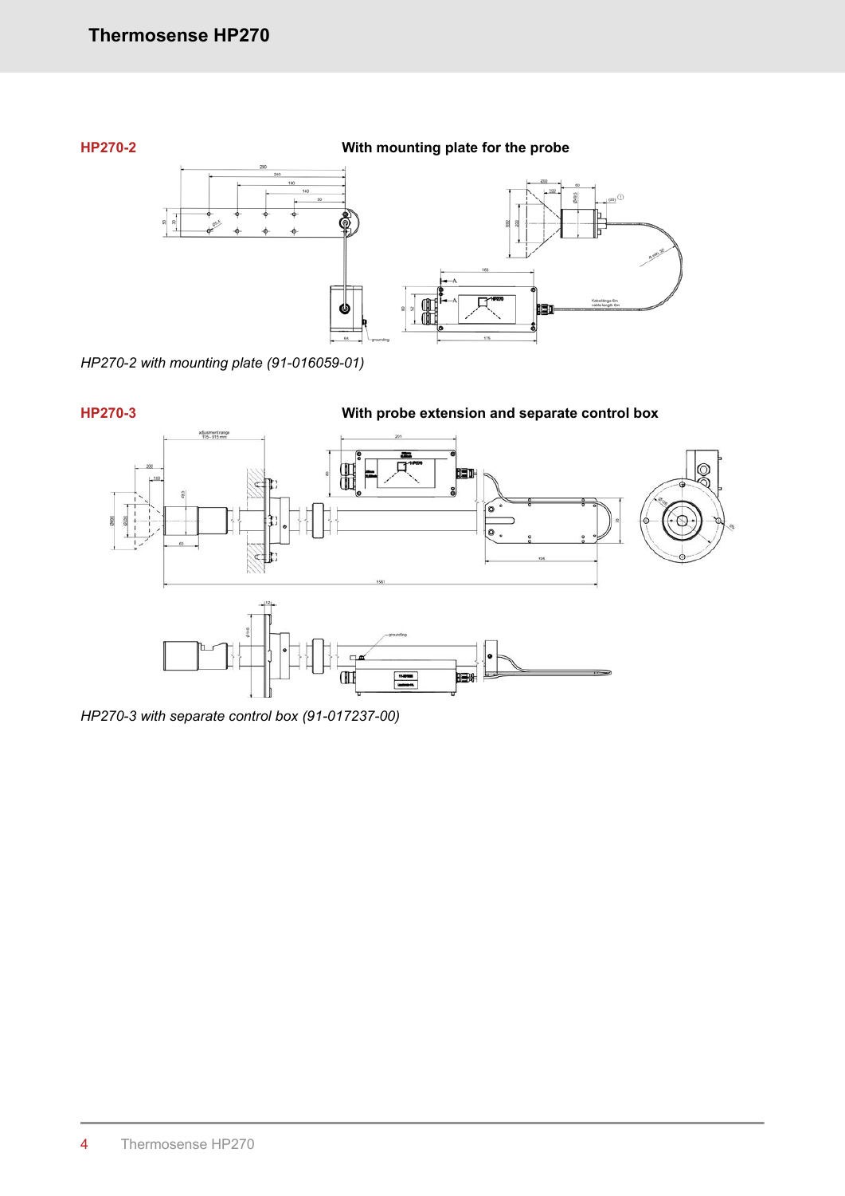## HP270-2

**With mounting plate for the probe**

*HP270-2 with mounting plate (91-016059-01)*

## HP270-3

**With probe extension and separate control box**

*HP270-3 with separate control box (91-017237-00)*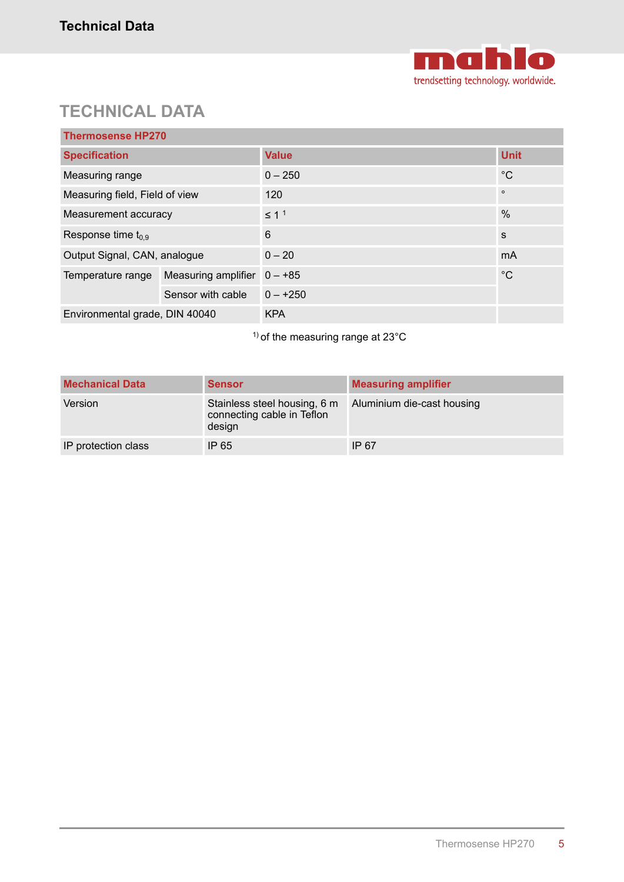# TECHNICAL DATA

| Thermosense HP270 | | | |
|---|---|---|---|
| **Specification** | | **Value** | **Unit** |
| Measuring range | | 0 – 250 | °C |
| Measuring field, Field of view | | 120 | ° |
| Measurement accuracy | | ≤ 1 [1] | % |
| Response time $t_{0,9}$ | | 6 | s |
| Output Signal, CAN, analogue | | 0 – 20 | mA |
| Temperature range | Measuring amplifier | 0 – +85 | °C |
| | Sensor with cable | 0 – +250 | |
| Environmental grade, DIN 40040 | | KPA | |

[1] of the measuring range at 23°C

| Mechanical Data | Sensor | Measuring amplifier |
|---|---|---|
| Version | Stainless steel housing, 6 m connecting cable in Teflon design | Aluminium die-cast housing |
| IP protection class | IP 65 | IP 67 |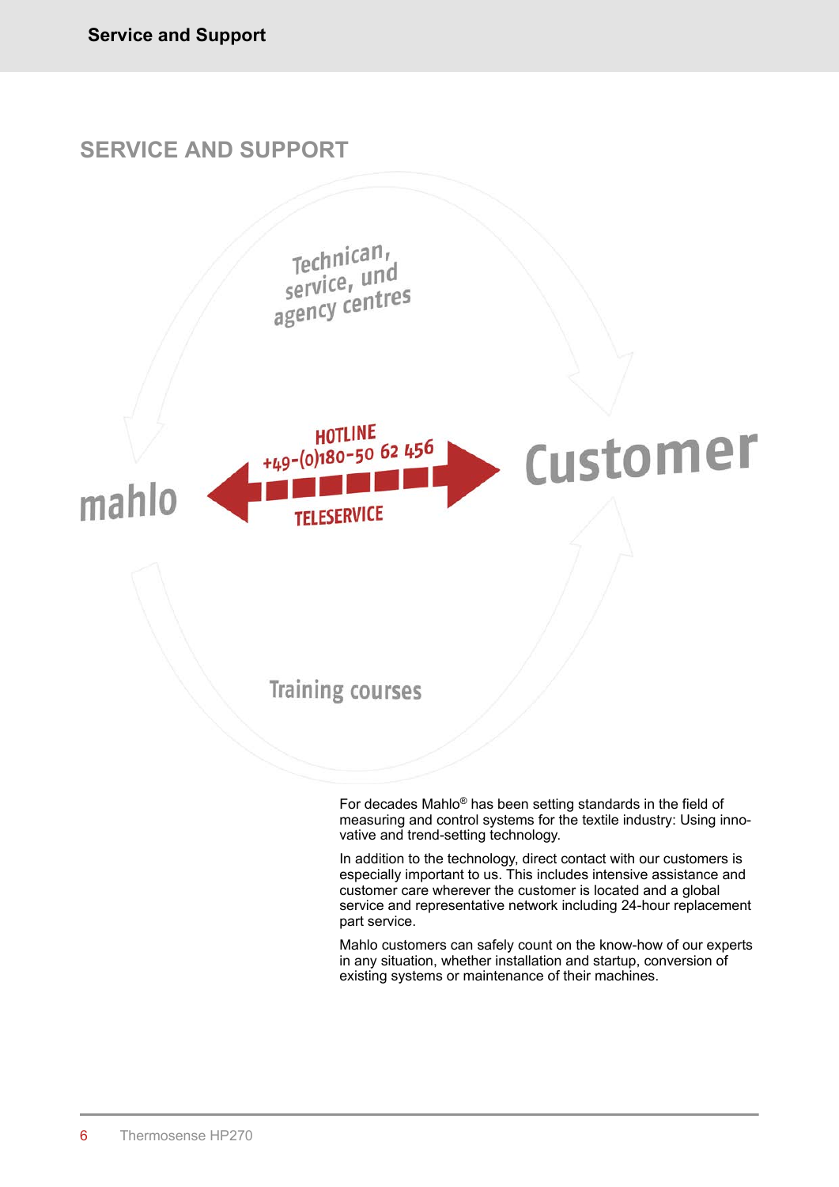# SERVICE AND SUPPORT

Technican, service, und agency centres

mahlo

HOTLINE
+49-(0)180-50 62 456

TELESERVICE

Customer

Training courses

For decades Mahlo® has been setting standards in the field of measuring and control systems for the textile industry: Using innovative and trend-setting technology.

In addition to the technology, direct contact with our customers is especially important to us. This includes intensive assistance and customer care wherever the customer is located and a global service and representative network including 24-hour replacement part service.

Mahlo customers can safely count on the know-how of our experts in any situation, whether installation and startup, conversion of existing systems or maintenance of their machines.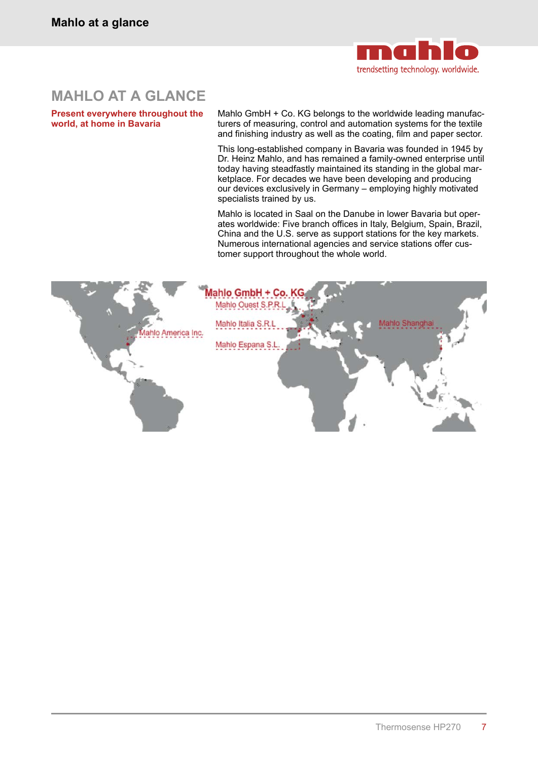# MAHLO AT A GLANCE

**Present everywhere throughout the world, at home in Bavaria**

Mahlo GmbH + Co. KG belongs to the worldwide leading manufacturers of measuring, control and automation systems for the textile and finishing industry as well as the coating, film and paper sector.

This long-established company in Bavaria was founded in 1945 by Dr. Heinz Mahlo, and has remained a family-owned enterprise until today having steadfastly maintained its standing in the global marketplace. For decades we have been developing and producing our devices exclusively in Germany – employing highly motivated specialists trained by us.

Mahlo is located in Saal on the Danube in lower Bavaria but operates worldwide: Five branch offices in Italy, Belgium, Spain, Brazil, China and the U.S. serve as support stations for the key markets. Numerous international agencies and service stations offer customer support throughout the whole world.

Mahlo GmbH + Co. KG
Mahlo Ouest S.P.R.L.
Mahlo Italia S.R.L
Mahlo Espana S.L.
Mahlo America Inc.
Mahlo Shanghai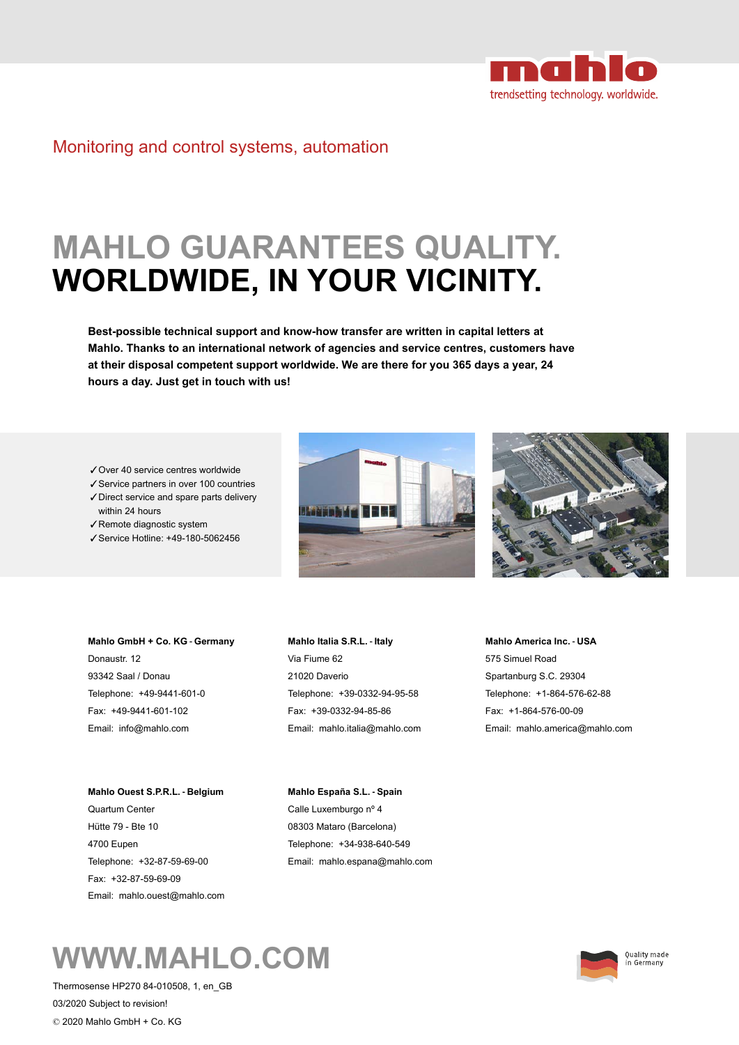mahlo

trendsetting technology. worldwide.

Monitoring and control systems, automation

# MAHLO GUARANTEES QUALITY. WORLDWIDE, IN YOUR VICINITY.

**Best-possible technical support and know-how transfer are written in capital letters at Mahlo. Thanks to an international network of agencies and service centres, customers have at their disposal competent support worldwide. We are there for you 365 days a year, 24 hours a day. Just get in touch with us!**

- ✓Over 40 service centres worldwide
- ✓Service partners in over 100 countries
- ✓Direct service and spare parts delivery within 24 hours
- ✓Remote diagnostic system
- ✓Service Hotline: +49-180-5062456

**Mahlo GmbH + Co. KG - Germany**
Donaustr. 12
93342 Saal / Donau
Telephone: +49-9441-601-0
Fax: +49-9441-601-102
Email: info@mahlo.com

**Mahlo Italia S.R.L. - Italy**
Via Fiume 62
21020 Daverio
Telephone: +39-0332-94-95-58
Fax: +39-0332-94-85-86
Email: mahlo.italia@mahlo.com

**Mahlo America Inc. - USA**
575 Simuel Road
Spartanburg S.C. 29304
Telephone: +1-864-576-62-88
Fax: +1-864-576-00-09
Email: mahlo.america@mahlo.com

**Mahlo Ouest S.P.R.L. - Belgium**
Quartum Center
Hütte 79 - Bte 10
4700 Eupen
Telephone: +32-87-59-69-00
Fax: +32-87-59-69-09
Email: mahlo.ouest@mahlo.com

**Mahlo España S.L. - Spain**
Calle Luxemburgo nº 4
08303 Mataro (Barcelona)
Telephone: +34-938-640-549
Email: mahlo.espana@mahlo.com

## WWW.MAHLO.COM

Quality made in Germany

Thermosense HP270 84-010508, 1, en_GB
03/2020 Subject to revision!
© 2020 Mahlo GmbH + Co. KG